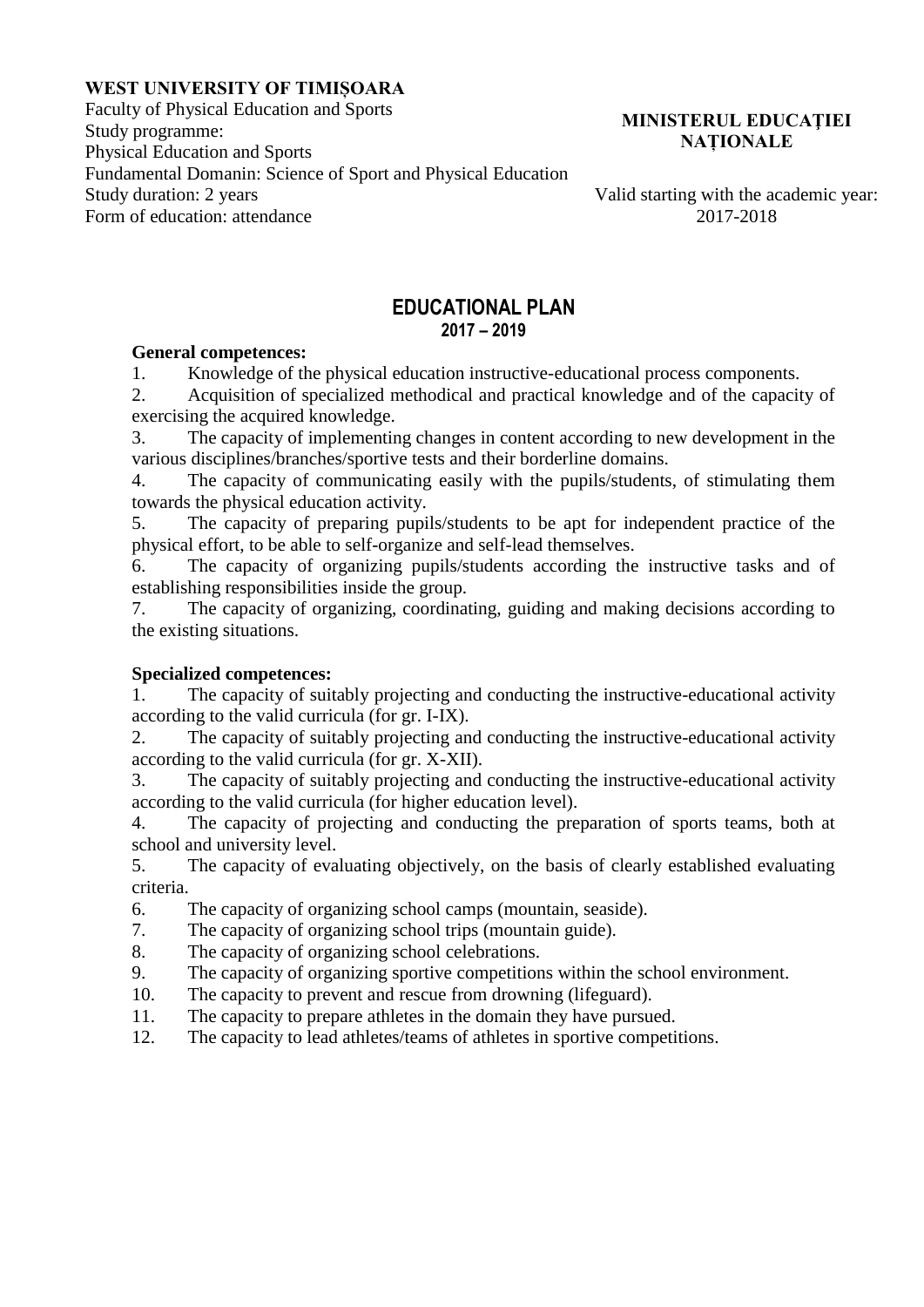**WEST UNIVERSITY OF TIMIȘOARA**
Faculty of Physical Education and Sports
Study programme:
Physical Education and Sports
Fundamental Domanin: Science of Sport and Physical Education
Study duration: 2 years
Form of education: attendance

**MINISTERUL EDUCAȚIEI NAȚIONALE**

Valid starting with the academic year: 2017-2018

# EDUCATIONAL PLAN
## 2017 – 2019

**General competences:**

1. Knowledge of the physical education instructive-educational process components.
2. Acquisition of specialized methodical and practical knowledge and of the capacity of exercising the acquired knowledge.
3. The capacity of implementing changes in content according to new development in the various disciplines/branches/sportive tests and their borderline domains.
4. The capacity of communicating easily with the pupils/students, of stimulating them towards the physical education activity.
5. The capacity of preparing pupils/students to be apt for independent practice of the physical effort, to be able to self-organize and self-lead themselves.
6. The capacity of organizing pupils/students according the instructive tasks and of establishing responsibilities inside the group.
7. The capacity of organizing, coordinating, guiding and making decisions according to the existing situations.

**Specialized competences:**

1. The capacity of suitably projecting and conducting the instructive-educational activity according to the valid curricula (for gr. I-IX).
2. The capacity of suitably projecting and conducting the instructive-educational activity according to the valid curricula (for gr. X-XII).
3. The capacity of suitably projecting and conducting the instructive-educational activity according to the valid curricula (for higher education level).
4. The capacity of projecting and conducting the preparation of sports teams, both at school and university level.
5. The capacity of evaluating objectively, on the basis of clearly established evaluating criteria.
6. The capacity of organizing school camps (mountain, seaside).
7. The capacity of organizing school trips (mountain guide).
8. The capacity of organizing school celebrations.
9. The capacity of organizing sportive competitions within the school environment.
10. The capacity to prevent and rescue from drowning (lifeguard).
11. The capacity to prepare athletes in the domain they have pursued.
12. The capacity to lead athletes/teams of athletes in sportive competitions.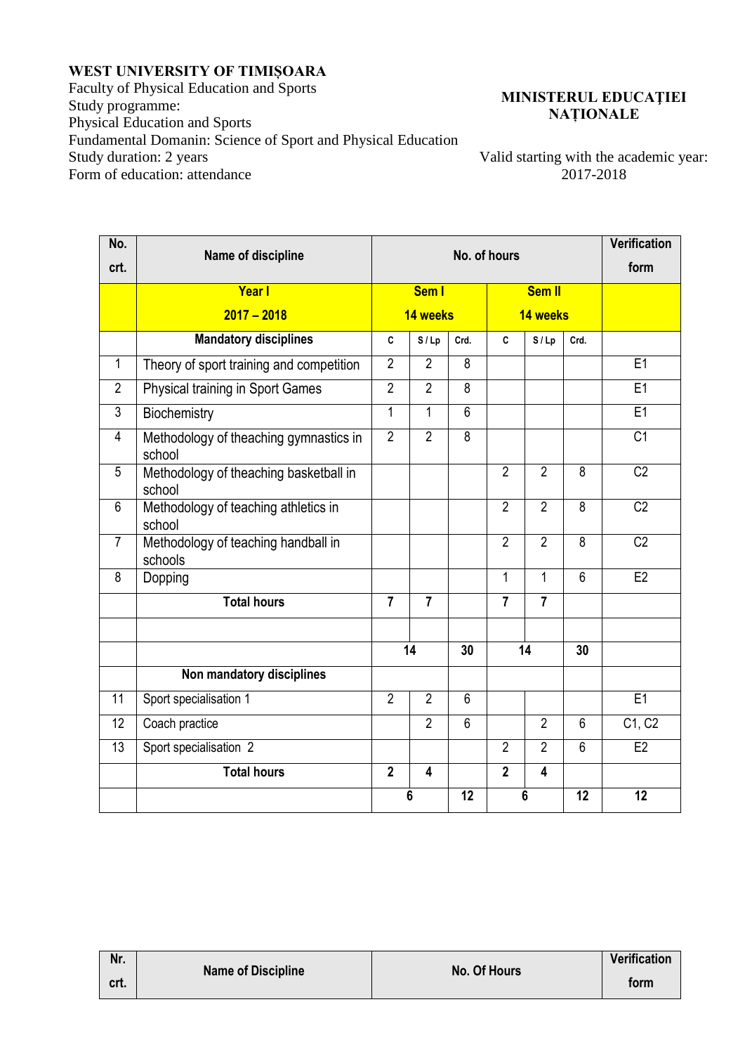**WEST UNIVERSITY OF TIMIȘOARA**
Faculty of Physical Education and Sports
Study programme:
Physical Education and Sports
Fundamental Domanin: Science of Sport and Physical Education
Study duration: 2 years
Form of education: attendance

**MINISTERUL EDUCAȚIEI NAȚIONALE**

Valid starting with the academic year: 2017-2018

| No. crt. | Name of discipline | No. of hours | | | | | | Verification form |
|---|---|---|---|---|---|---|---|---|
| | **Year I 2017 – 2018** | **Sem I 14 weeks** | | | **Sem II 14 weeks** | | | |
| | **Mandatory disciplines** | **C** | **S / Lp** | **Crd.** | **C** | **S / Lp** | **Crd.** | |
| 1 | Theory of sport training and competition | 2 | 2 | 8 | | | | E1 |
| 2 | Physical training in Sport Games | 2 | 2 | 8 | | | | E1 |
| 3 | Biochemistry | 1 | 1 | 6 | | | | E1 |
| 4 | Methodology of theaching gymnastics in school | 2 | 2 | 8 | | | | C1 |
| 5 | Methodology of theaching basketball in school | | | | 2 | 2 | 8 | C2 |
| 6 | Methodology of teaching athletics in school | | | | 2 | 2 | 8 | C2 |
| 7 | Methodology of teaching handball in schools | | | | 2 | 2 | 8 | C2 |
| 8 | Dopping | | | | 1 | 1 | 6 | E2 |
| | **Total hours** | **7** | **7** | | **7** | **7** | | |
| | | | | | | | | |
| | | **14** | | **30** | **14** | | **30** | |
| | **Non mandatory disciplines** | | | | | | | |
| 11 | Sport specialisation 1 | 2 | 2 | 6 | | | | E1 |
| 12 | Coach practice | | 2 | 6 | | 2 | 6 | C1, C2 |
| 13 | Sport specialisation 2 | | | | 2 | 2 | 6 | E2 |
| | **Total hours** | **2** | **4** | | **2** | **4** | | |
| | | **6** | | **12** | **6** | | **12** | **12** |

| Nr. crt. | Name of Discipline | No. Of Hours | Verification form |
|---|---|---|---|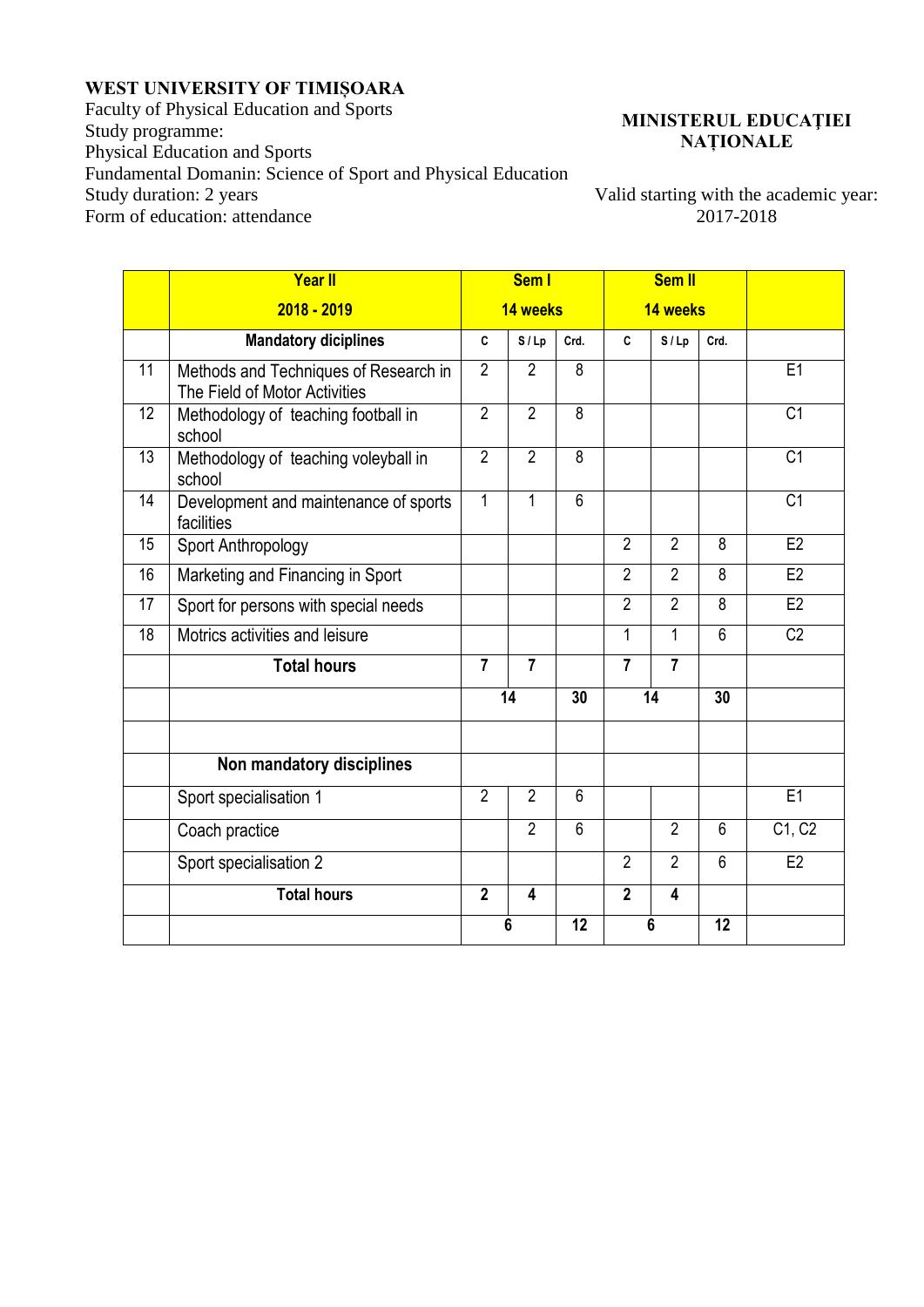**WEST UNIVERSITY OF TIMIȘOARA**
Faculty of Physical Education and Sports
Study programme:
Physical Education and Sports
Fundamental Domanin: Science of Sport and Physical Education
Study duration: 2 years
Form of education: attendance

**MINISTERUL EDUCAȚIEI NAȚIONALE**

Valid starting with the academic year: 2017-2018

| | Year II 2018 - 2019 | Sem I 14 weeks | | | Sem II 14 weeks | | | |
|---|---|---|---|---|---|---|---|---|
| | **Mandatory diciplines** | C | S / Lp | Crd. | C | S / Lp | Crd. | |
| 11 | Methods and Techniques of Research in The Field of Motor Activities | 2 | 2 | 8 | | | | E1 |
| 12 | Methodology of teaching football in school | 2 | 2 | 8 | | | | C1 |
| 13 | Methodology of teaching voleyball in school | 2 | 2 | 8 | | | | C1 |
| 14 | Development and maintenance of sports facilities | 1 | 1 | 6 | | | | C1 |
| 15 | Sport Anthropology | | | | 2 | 2 | 8 | E2 |
| 16 | Marketing and Financing in Sport | | | | 2 | 2 | 8 | E2 |
| 17 | Sport for persons with special needs | | | | 2 | 2 | 8 | E2 |
| 18 | Motrics activities and leisure | | | | 1 | 1 | 6 | C2 |
| | **Total hours** | **7** | **7** | | **7** | **7** | | |
| | | **14** | | **30** | **14** | | **30** | |
| | | | | | | | | |
| | **Non mandatory disciplines** | | | | | | | |
| | Sport specialisation 1 | 2 | 2 | 6 | | | | E1 |
| | Coach practice | | 2 | 6 | | 2 | 6 | C1, C2 |
| | Sport specialisation 2 | | | | 2 | 2 | 6 | E2 |
| | **Total hours** | **2** | **4** | | **2** | **4** | | |
| | | **6** | | **12** | **6** | | **12** | |